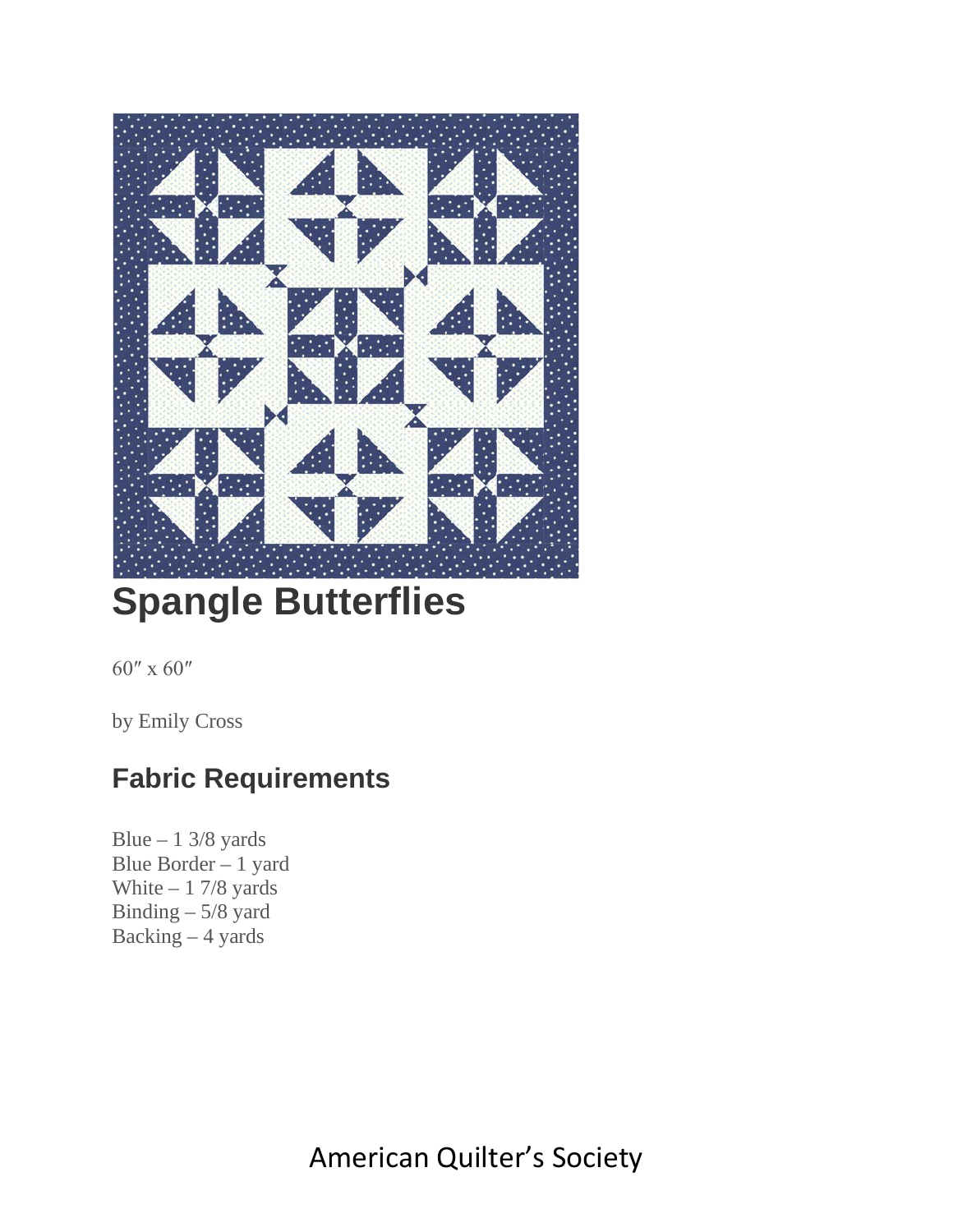# Spangle Butterflies

60″ x 60″

by Emily Cross

## Fabric Requirements

Blue – 1 3/8 yards
Blue Border – 1 yard
White – 1 7/8 yards
Binding – 5/8 yard
Backing – 4 yards

American Quilter's Society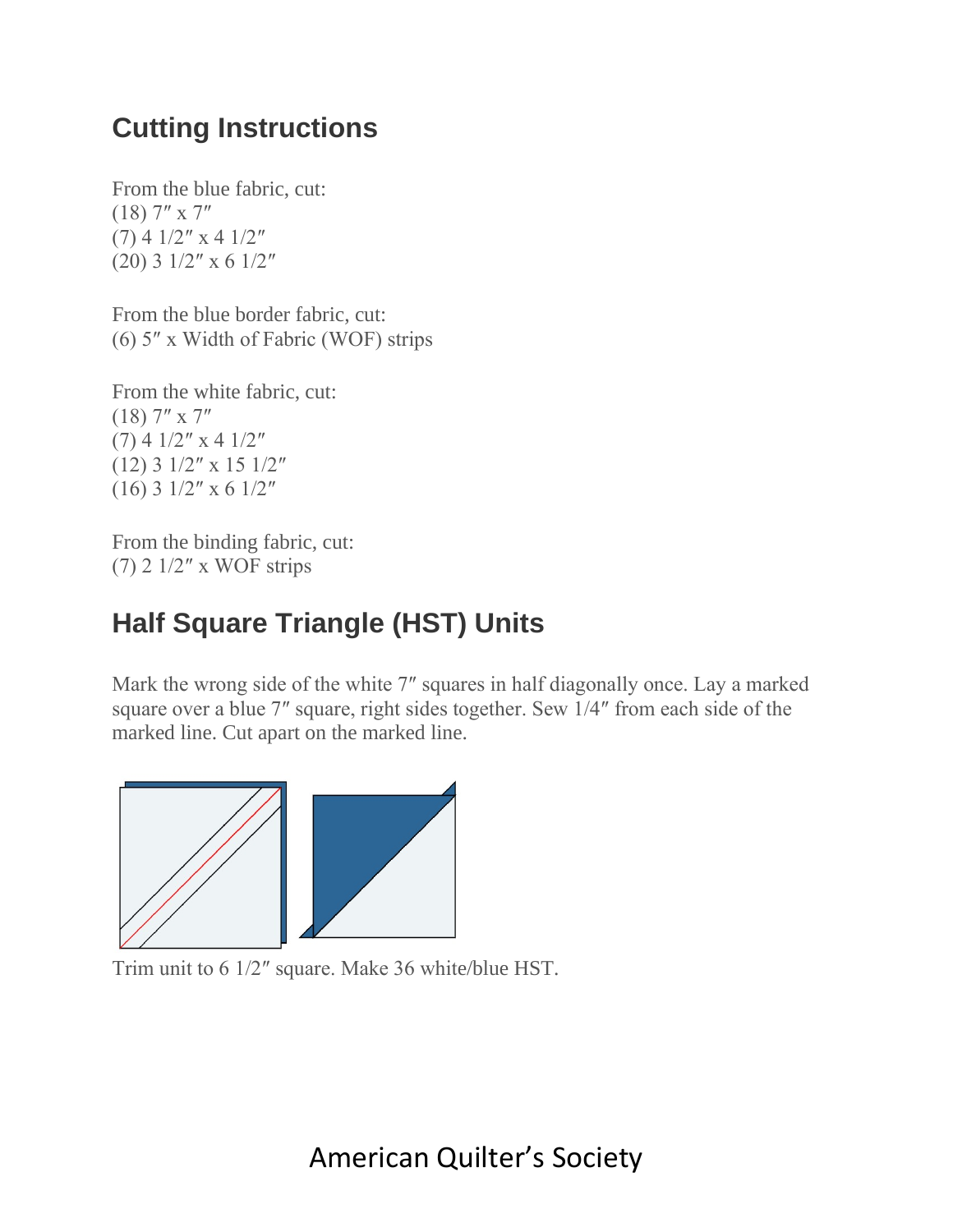## Cutting Instructions

From the blue fabric, cut:
(18) 7″ x 7″
(7) 4 1/2″ x 4 1/2″
(20) 3 1/2″ x 6 1/2″

From the blue border fabric, cut:
(6) 5″ x Width of Fabric (WOF) strips

From the white fabric, cut:
(18) 7″ x 7″
(7) 4 1/2″ x 4 1/2″
(12) 3 1/2″ x 15 1/2″
(16) 3 1/2″ x 6 1/2″

From the binding fabric, cut:
(7) 2 1/2″ x WOF strips

## Half Square Triangle (HST) Units

Mark the wrong side of the white 7″ squares in half diagonally once. Lay a marked square over a blue 7″ square, right sides together. Sew 1/4″ from each side of the marked line. Cut apart on the marked line.

Trim unit to 6 1/2″ square. Make 36 white/blue HST.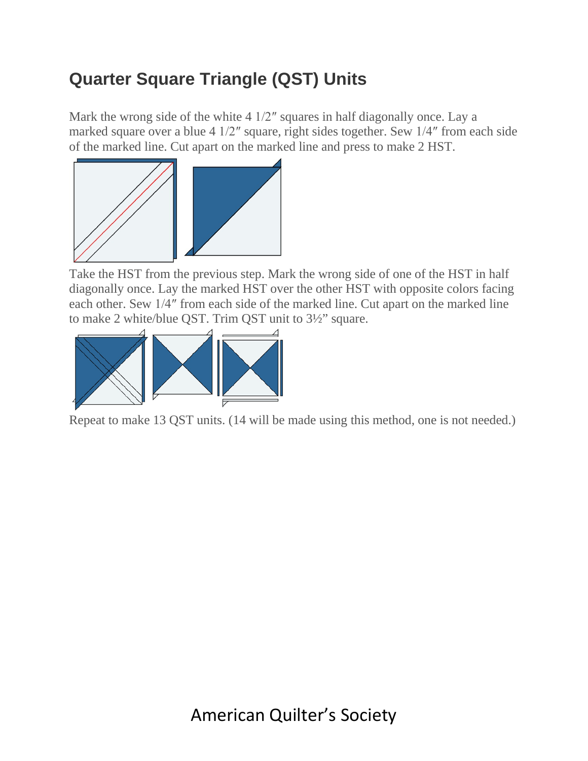# Quarter Square Triangle (QST) Units

Mark the wrong side of the white 4 1/2″ squares in half diagonally once. Lay a marked square over a blue 4 1/2″ square, right sides together. Sew 1/4″ from each side of the marked line. Cut apart on the marked line and press to make 2 HST.

Take the HST from the previous step. Mark the wrong side of one of the HST in half diagonally once. Lay the marked HST over the other HST with opposite colors facing each other. Sew 1/4″ from each side of the marked line. Cut apart on the marked line to make 2 white/blue QST. Trim QST unit to 3½" square.

Repeat to make 13 QST units. (14 will be made using this method, one is not needed.)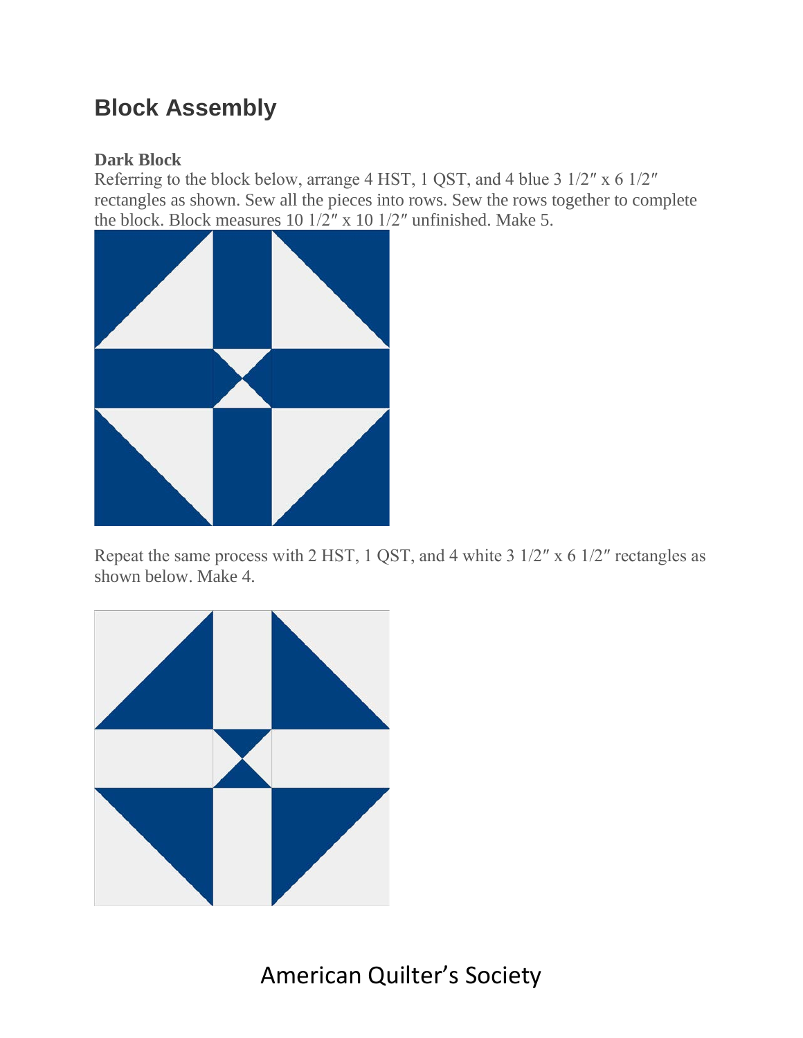## Block Assembly

**Dark Block**

Referring to the block below, arrange 4 HST, 1 QST, and 4 blue 3 1/2″ x 6 1/2″ rectangles as shown. Sew all the pieces into rows. Sew the rows together to complete the block. Block measures 10 1/2″ x 10 1/2″ unfinished. Make 5.

Repeat the same process with 2 HST, 1 QST, and 4 white 3 1/2″ x 6 1/2″ rectangles as shown below. Make 4.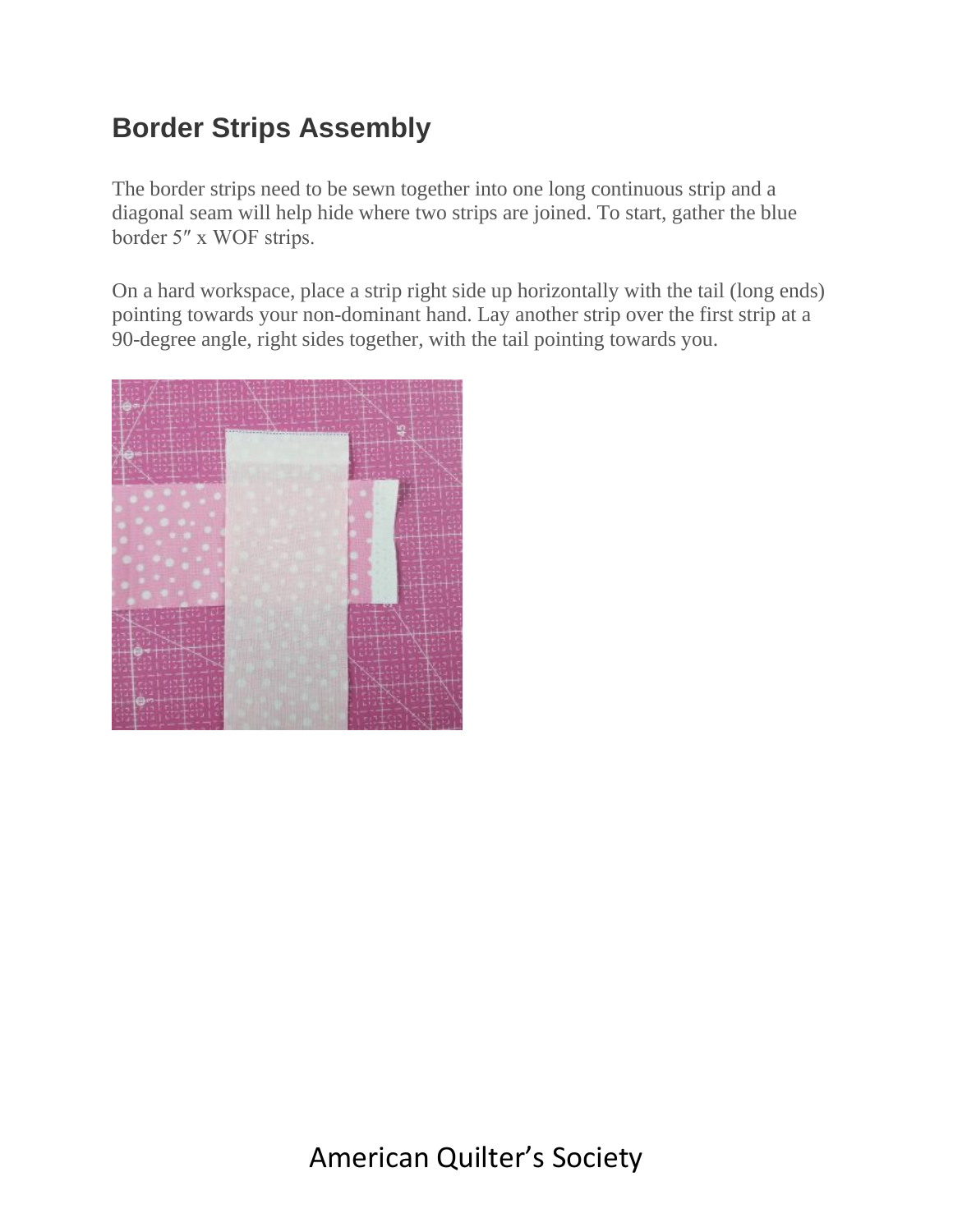## Border Strips Assembly

The border strips need to be sewn together into one long continuous strip and a diagonal seam will help hide where two strips are joined. To start, gather the blue border 5″ x WOF strips.

On a hard workspace, place a strip right side up horizontally with the tail (long ends) pointing towards your non-dominant hand. Lay another strip over the first strip at a 90-degree angle, right sides together, with the tail pointing towards you.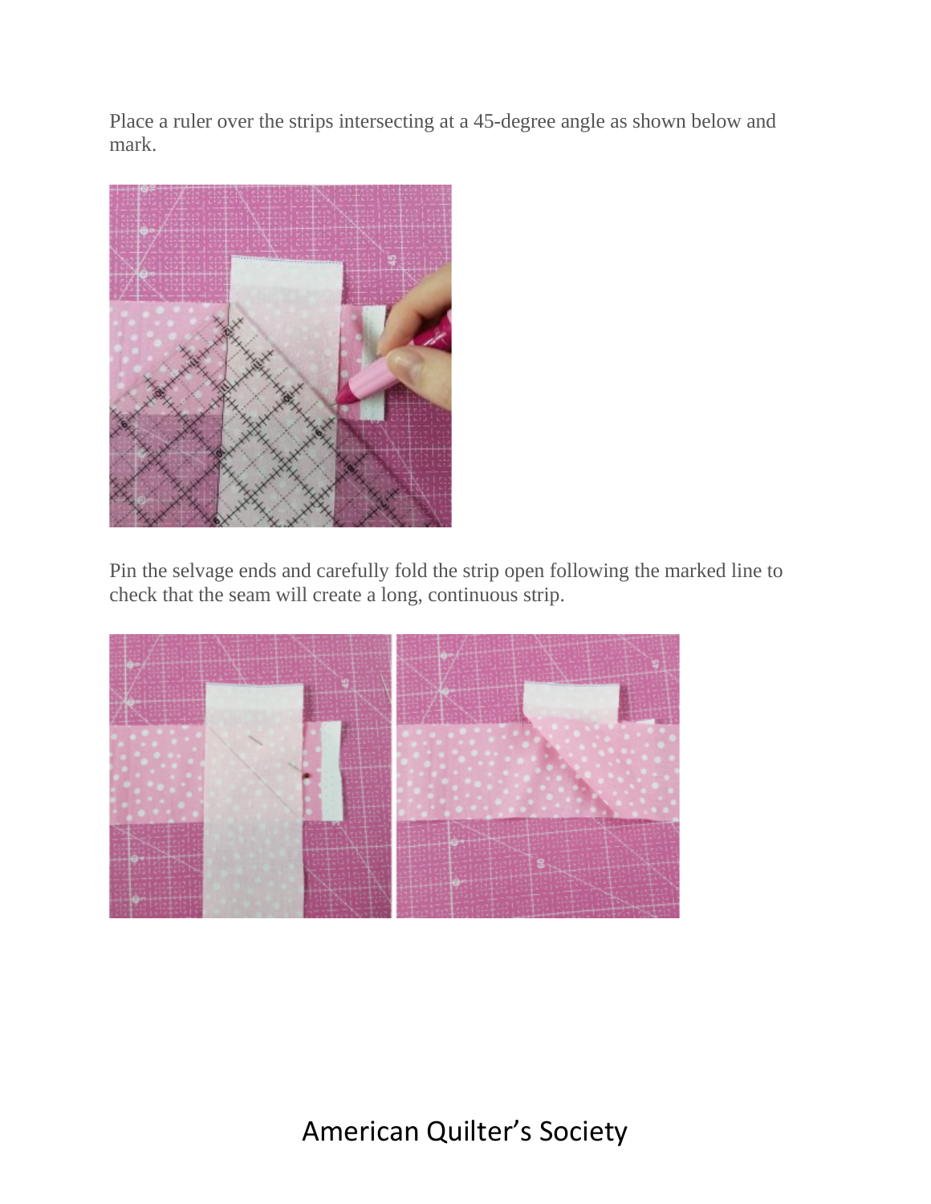Place a ruler over the strips intersecting at a 45-degree angle as shown below and mark.

Pin the selvage ends and carefully fold the strip open following the marked line to check that the seam will create a long, continuous strip.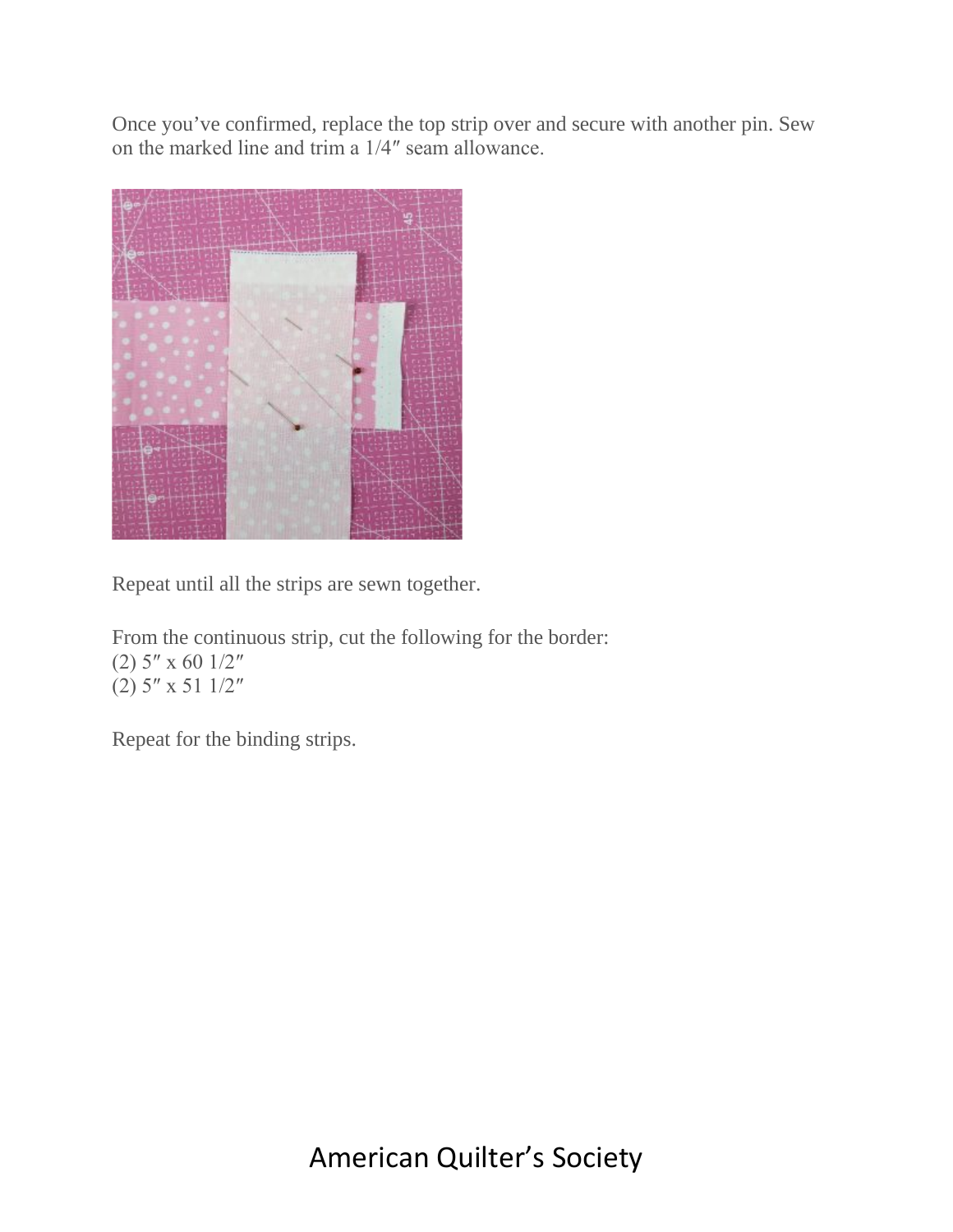Once you've confirmed, replace the top strip over and secure with another pin. Sew on the marked line and trim a 1/4″ seam allowance.

Repeat until all the strips are sewn together.

From the continuous strip, cut the following for the border:
(2) 5″ x 60 1/2″
(2) 5″ x 51 1/2″

Repeat for the binding strips.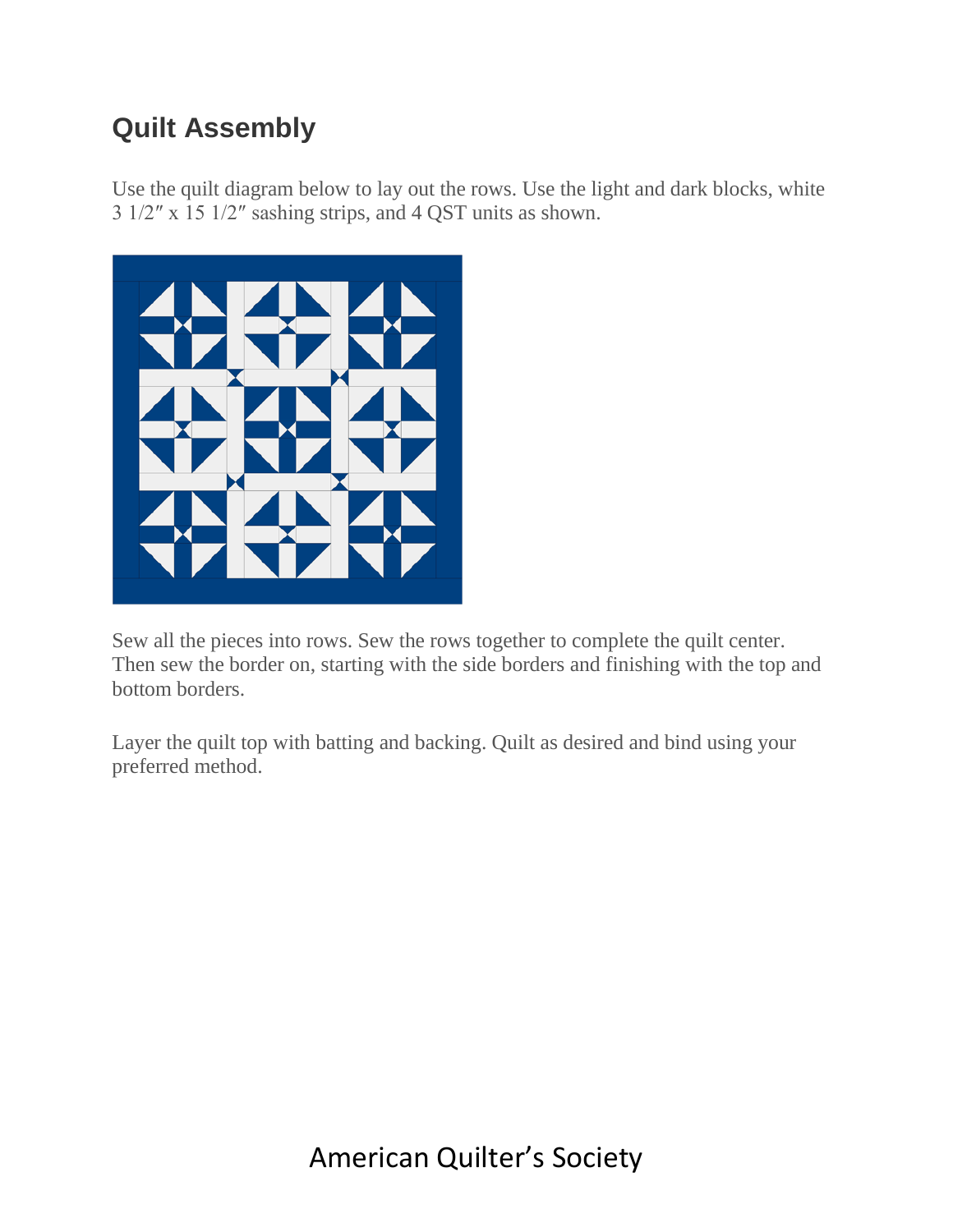## Quilt Assembly

Use the quilt diagram below to lay out the rows. Use the light and dark blocks, white 3 1/2″ x 15 1/2″ sashing strips, and 4 QST units as shown.

Sew all the pieces into rows. Sew the rows together to complete the quilt center. Then sew the border on, starting with the side borders and finishing with the top and bottom borders.

Layer the quilt top with batting and backing. Quilt as desired and bind using your preferred method.